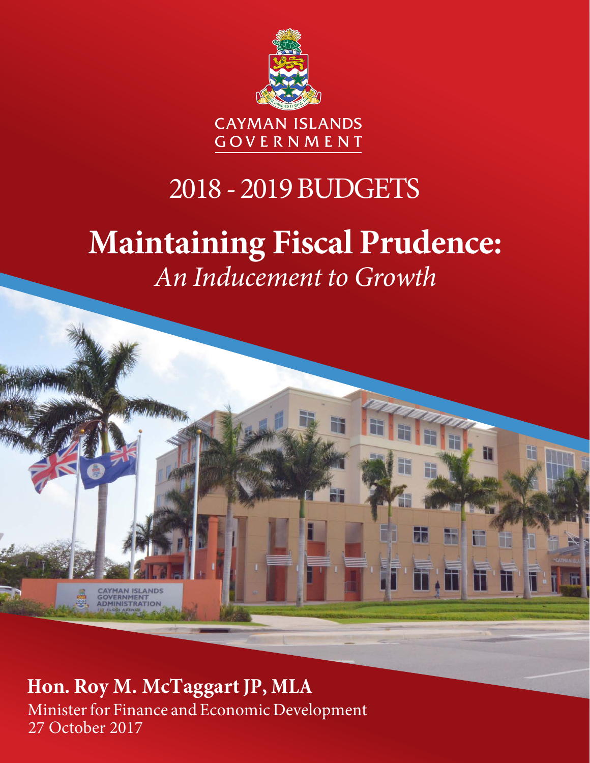CAYMAN ISLANDS
GOVERNMENT

# 2018 - 2019 BUDGETS

# Maintaining Fiscal Prudence:

*An Inducement to Growth*

**Hon. Roy M. McTaggart JP, MLA**

Minister for Finance and Economic Development

27 October 2017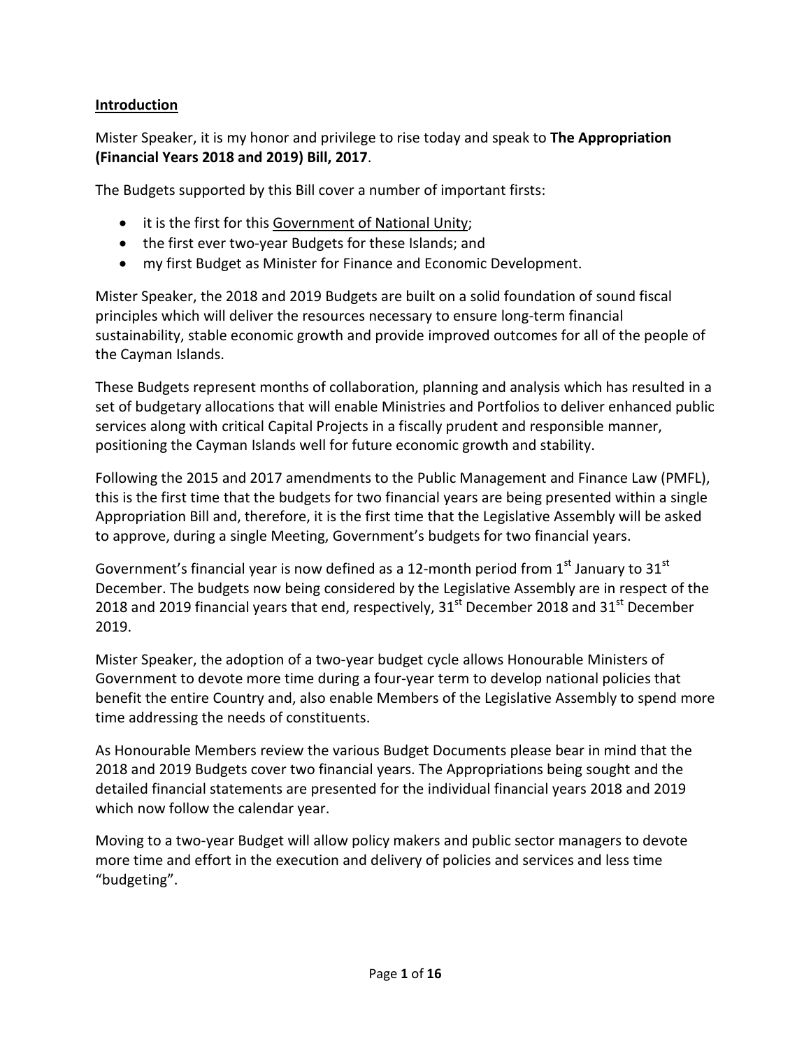## Introduction

Mister Speaker, it is my honor and privilege to rise today and speak to **The Appropriation (Financial Years 2018 and 2019) Bill, 2017**.

The Budgets supported by this Bill cover a number of important firsts:

- it is the first for this Government of National Unity;
- the first ever two-year Budgets for these Islands; and
- my first Budget as Minister for Finance and Economic Development.

Mister Speaker, the 2018 and 2019 Budgets are built on a solid foundation of sound fiscal principles which will deliver the resources necessary to ensure long-term financial sustainability, stable economic growth and provide improved outcomes for all of the people of the Cayman Islands.

These Budgets represent months of collaboration, planning and analysis which has resulted in a set of budgetary allocations that will enable Ministries and Portfolios to deliver enhanced public services along with critical Capital Projects in a fiscally prudent and responsible manner, positioning the Cayman Islands well for future economic growth and stability.

Following the 2015 and 2017 amendments to the Public Management and Finance Law (PMFL), this is the first time that the budgets for two financial years are being presented within a single Appropriation Bill and, therefore, it is the first time that the Legislative Assembly will be asked to approve, during a single Meeting, Government's budgets for two financial years.

Government's financial year is now defined as a 12-month period from 1st January to 31st December. The budgets now being considered by the Legislative Assembly are in respect of the 2018 and 2019 financial years that end, respectively, 31st December 2018 and 31st December 2019.

Mister Speaker, the adoption of a two-year budget cycle allows Honourable Ministers of Government to devote more time during a four-year term to develop national policies that benefit the entire Country and, also enable Members of the Legislative Assembly to spend more time addressing the needs of constituents.

As Honourable Members review the various Budget Documents please bear in mind that the 2018 and 2019 Budgets cover two financial years. The Appropriations being sought and the detailed financial statements are presented for the individual financial years 2018 and 2019 which now follow the calendar year.

Moving to a two-year Budget will allow policy makers and public sector managers to devote more time and effort in the execution and delivery of policies and services and less time "budgeting".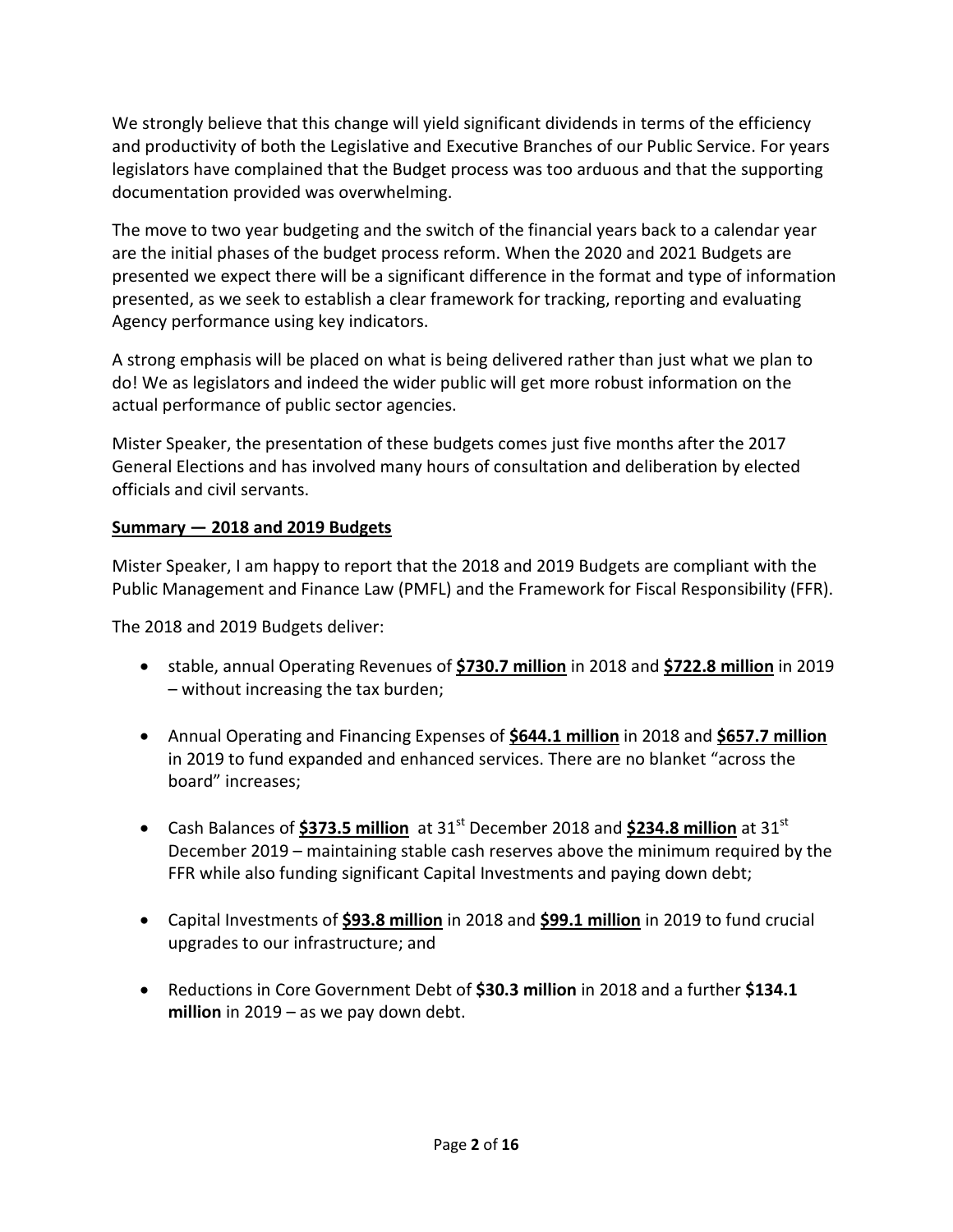We strongly believe that this change will yield significant dividends in terms of the efficiency and productivity of both the Legislative and Executive Branches of our Public Service. For years legislators have complained that the Budget process was too arduous and that the supporting documentation provided was overwhelming.

The move to two year budgeting and the switch of the financial years back to a calendar year are the initial phases of the budget process reform. When the 2020 and 2021 Budgets are presented we expect there will be a significant difference in the format and type of information presented, as we seek to establish a clear framework for tracking, reporting and evaluating Agency performance using key indicators.

A strong emphasis will be placed on what is being delivered rather than just what we plan to do! We as legislators and indeed the wider public will get more robust information on the actual performance of public sector agencies.

Mister Speaker, the presentation of these budgets comes just five months after the 2017 General Elections and has involved many hours of consultation and deliberation by elected officials and civil servants.

## Summary — 2018 and 2019 Budgets

Mister Speaker, I am happy to report that the 2018 and 2019 Budgets are compliant with the Public Management and Finance Law (PMFL) and the Framework for Fiscal Responsibility (FFR).

The 2018 and 2019 Budgets deliver:

- stable, annual Operating Revenues of **$730.7 million** in 2018 and **$722.8 million** in 2019 – without increasing the tax burden;
- Annual Operating and Financing Expenses of **$644.1 million** in 2018 and **$657.7 million** in 2019 to fund expanded and enhanced services. There are no blanket "across the board" increases;
- Cash Balances of **$373.5 million** at 31st December 2018 and **$234.8 million** at 31st December 2019 – maintaining stable cash reserves above the minimum required by the FFR while also funding significant Capital Investments and paying down debt;
- Capital Investments of **$93.8 million** in 2018 and **$99.1 million** in 2019 to fund crucial upgrades to our infrastructure; and
- Reductions in Core Government Debt of **$30.3 million** in 2018 and a further **$134.1 million** in 2019 – as we pay down debt.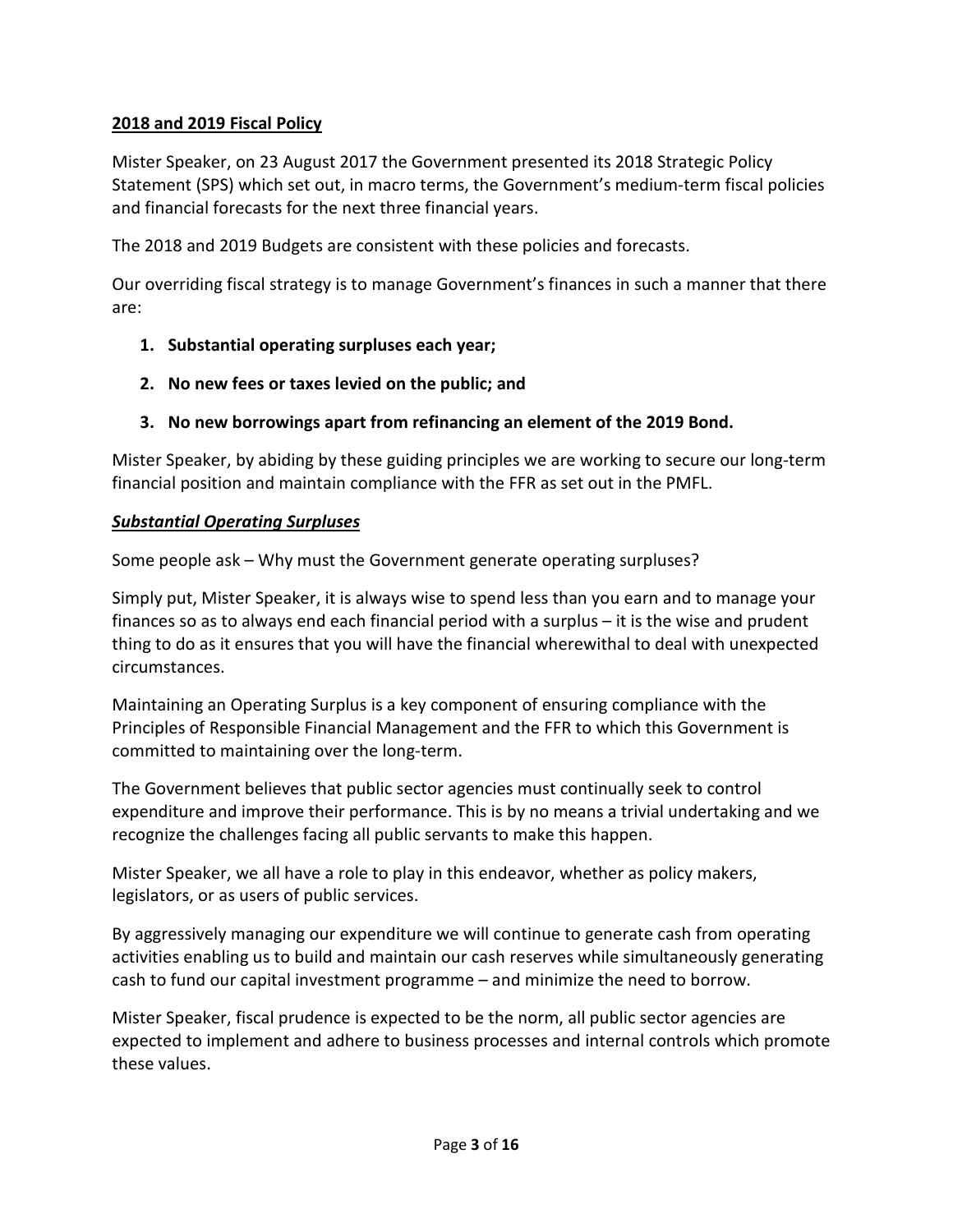## 2018 and 2019 Fiscal Policy

Mister Speaker, on 23 August 2017 the Government presented its 2018 Strategic Policy Statement (SPS) which set out, in macro terms, the Government's medium-term fiscal policies and financial forecasts for the next three financial years.

The 2018 and 2019 Budgets are consistent with these policies and forecasts.

Our overriding fiscal strategy is to manage Government's finances in such a manner that there are:

1. **Substantial operating surpluses each year;**
2. **No new fees or taxes levied on the public; and**
3. **No new borrowings apart from refinancing an element of the 2019 Bond.**

Mister Speaker, by abiding by these guiding principles we are working to secure our long-term financial position and maintain compliance with the FFR as set out in the PMFL.

### ***Substantial Operating Surpluses***

Some people ask – Why must the Government generate operating surpluses?

Simply put, Mister Speaker, it is always wise to spend less than you earn and to manage your finances so as to always end each financial period with a surplus – it is the wise and prudent thing to do as it ensures that you will have the financial wherewithal to deal with unexpected circumstances.

Maintaining an Operating Surplus is a key component of ensuring compliance with the Principles of Responsible Financial Management and the FFR to which this Government is committed to maintaining over the long-term.

The Government believes that public sector agencies must continually seek to control expenditure and improve their performance. This is by no means a trivial undertaking and we recognize the challenges facing all public servants to make this happen.

Mister Speaker, we all have a role to play in this endeavor, whether as policy makers, legislators, or as users of public services.

By aggressively managing our expenditure we will continue to generate cash from operating activities enabling us to build and maintain our cash reserves while simultaneously generating cash to fund our capital investment programme – and minimize the need to borrow.

Mister Speaker, fiscal prudence is expected to be the norm, all public sector agencies are expected to implement and adhere to business processes and internal controls which promote these values.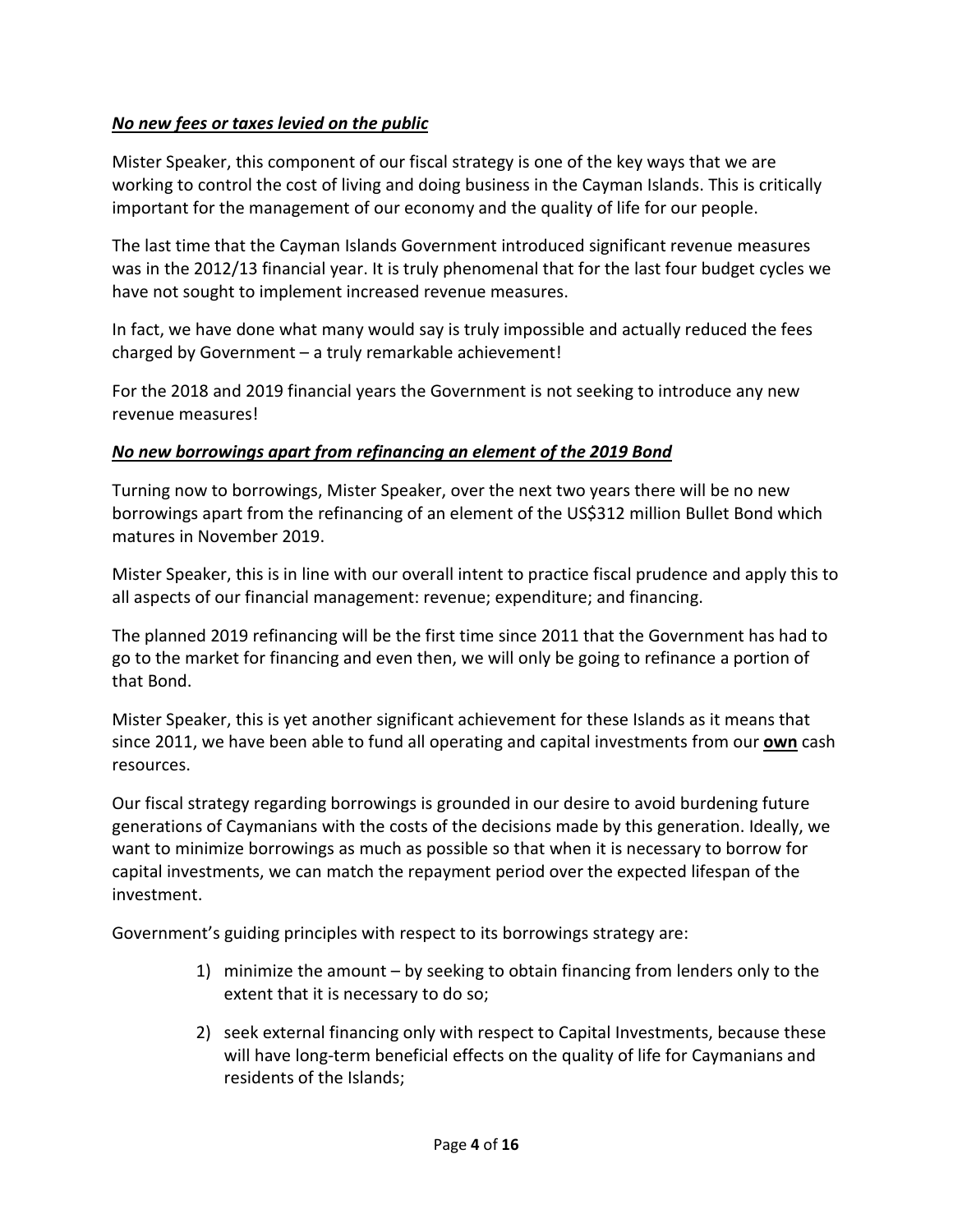***No new fees or taxes levied on the public***

Mister Speaker, this component of our fiscal strategy is one of the key ways that we are working to control the cost of living and doing business in the Cayman Islands. This is critically important for the management of our economy and the quality of life for our people.

The last time that the Cayman Islands Government introduced significant revenue measures was in the 2012/13 financial year. It is truly phenomenal that for the last four budget cycles we have not sought to implement increased revenue measures.

In fact, we have done what many would say is truly impossible and actually reduced the fees charged by Government – a truly remarkable achievement!

For the 2018 and 2019 financial years the Government is not seeking to introduce any new revenue measures!

***No new borrowings apart from refinancing an element of the 2019 Bond***

Turning now to borrowings, Mister Speaker, over the next two years there will be no new borrowings apart from the refinancing of an element of the US$312 million Bullet Bond which matures in November 2019.

Mister Speaker, this is in line with our overall intent to practice fiscal prudence and apply this to all aspects of our financial management: revenue; expenditure; and financing.

The planned 2019 refinancing will be the first time since 2011 that the Government has had to go to the market for financing and even then, we will only be going to refinance a portion of that Bond.

Mister Speaker, this is yet another significant achievement for these Islands as it means that since 2011, we have been able to fund all operating and capital investments from our **own** cash resources.

Our fiscal strategy regarding borrowings is grounded in our desire to avoid burdening future generations of Caymanians with the costs of the decisions made by this generation. Ideally, we want to minimize borrowings as much as possible so that when it is necessary to borrow for capital investments, we can match the repayment period over the expected lifespan of the investment.

Government's guiding principles with respect to its borrowings strategy are:

1) minimize the amount – by seeking to obtain financing from lenders only to the extent that it is necessary to do so;
2) seek external financing only with respect to Capital Investments, because these will have long-term beneficial effects on the quality of life for Caymanians and residents of the Islands;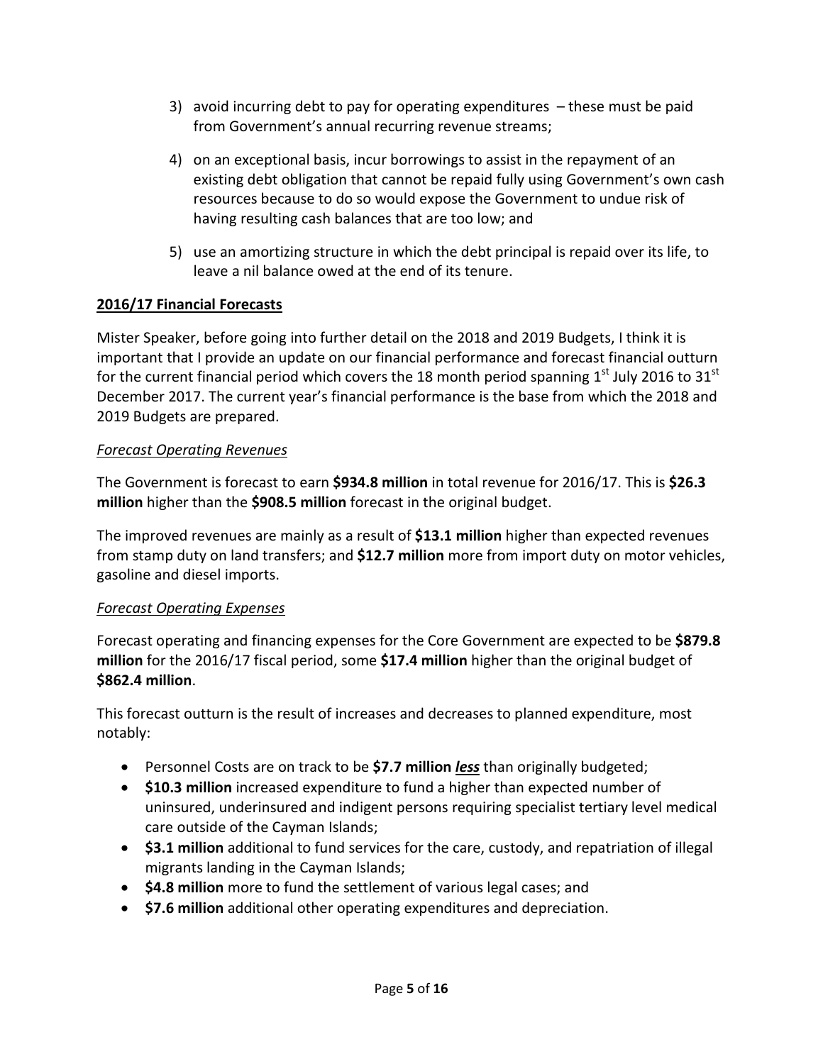3) avoid incurring debt to pay for operating expenditures – these must be paid from Government's annual recurring revenue streams;

4) on an exceptional basis, incur borrowings to assist in the repayment of an existing debt obligation that cannot be repaid fully using Government's own cash resources because to do so would expose the Government to undue risk of having resulting cash balances that are too low; and

5) use an amortizing structure in which the debt principal is repaid over its life, to leave a nil balance owed at the end of its tenure.

## **2016/17 Financial Forecasts**

Mister Speaker, before going into further detail on the 2018 and 2019 Budgets, I think it is important that I provide an update on our financial performance and forecast financial outturn for the current financial period which covers the 18 month period spanning 1st July 2016 to 31st December 2017. The current year's financial performance is the base from which the 2018 and 2019 Budgets are prepared.

### *Forecast Operating Revenues*

The Government is forecast to earn **$934.8 million** in total revenue for 2016/17. This is **$26.3 million** higher than the **$908.5 million** forecast in the original budget.

The improved revenues are mainly as a result of **$13.1 million** higher than expected revenues from stamp duty on land transfers; and **$12.7 million** more from import duty on motor vehicles, gasoline and diesel imports.

### *Forecast Operating Expenses*

Forecast operating and financing expenses for the Core Government are expected to be **$879.8 million** for the 2016/17 fiscal period, some **$17.4 million** higher than the original budget of **$862.4 million**.

This forecast outturn is the result of increases and decreases to planned expenditure, most notably:

- Personnel Costs are on track to be **$7.7 million** ***less*** than originally budgeted;
- **$10.3 million** increased expenditure to fund a higher than expected number of uninsured, underinsured and indigent persons requiring specialist tertiary level medical care outside of the Cayman Islands;
- **$3.1 million** additional to fund services for the care, custody, and repatriation of illegal migrants landing in the Cayman Islands;
- **$4.8 million** more to fund the settlement of various legal cases; and
- **$7.6 million** additional other operating expenditures and depreciation.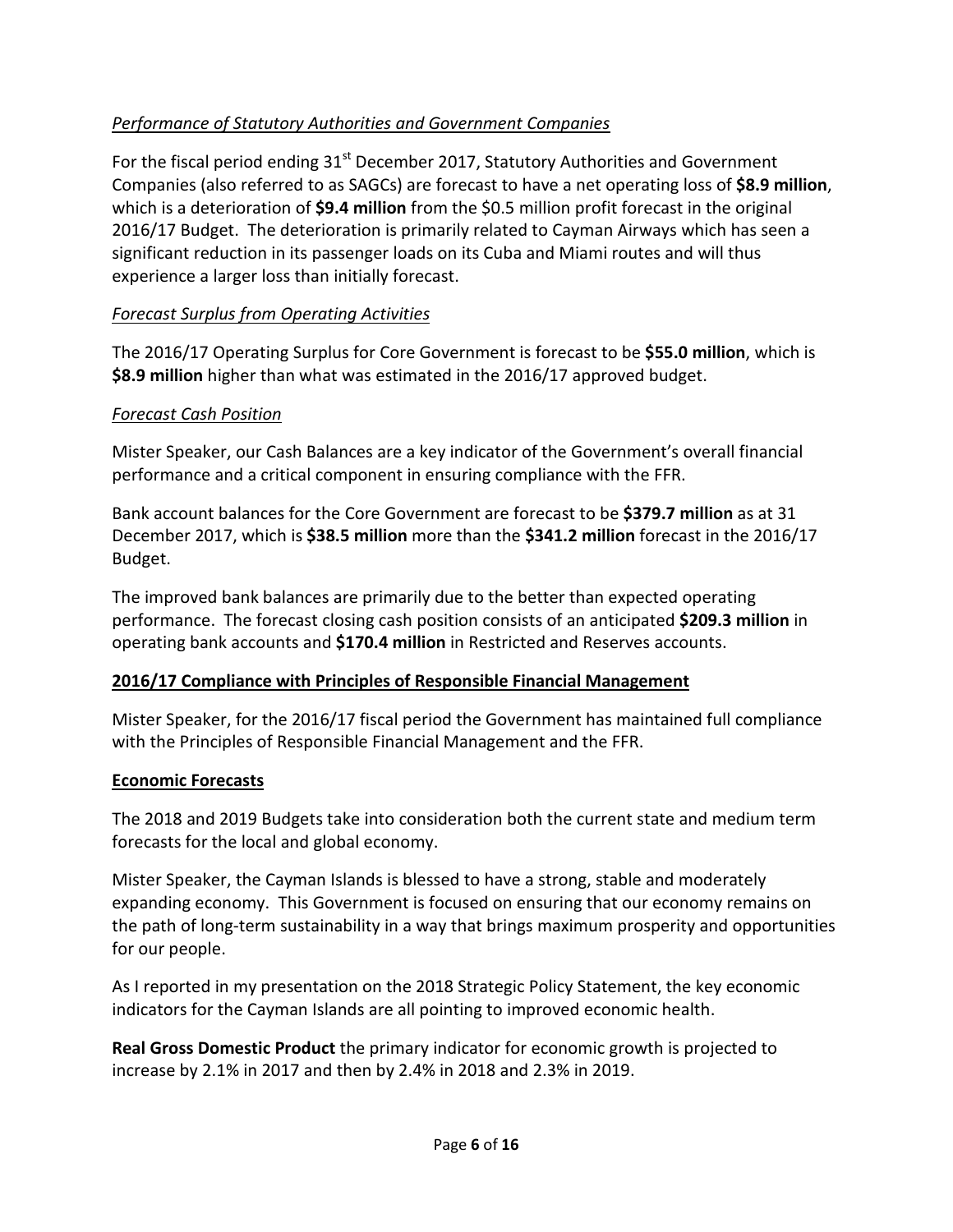*Performance of Statutory Authorities and Government Companies*

For the fiscal period ending 31st December 2017, Statutory Authorities and Government Companies (also referred to as SAGCs) are forecast to have a net operating loss of **$8.9 million**, which is a deterioration of **$9.4 million** from the $0.5 million profit forecast in the original 2016/17 Budget. The deterioration is primarily related to Cayman Airways which has seen a significant reduction in its passenger loads on its Cuba and Miami routes and will thus experience a larger loss than initially forecast.

*Forecast Surplus from Operating Activities*

The 2016/17 Operating Surplus for Core Government is forecast to be **$55.0 million**, which is **$8.9 million** higher than what was estimated in the 2016/17 approved budget.

*Forecast Cash Position*

Mister Speaker, our Cash Balances are a key indicator of the Government's overall financial performance and a critical component in ensuring compliance with the FFR.

Bank account balances for the Core Government are forecast to be **$379.7 million** as at 31 December 2017, which is **$38.5 million** more than the **$341.2 million** forecast in the 2016/17 Budget.

The improved bank balances are primarily due to the better than expected operating performance. The forecast closing cash position consists of an anticipated **$209.3 million** in operating bank accounts and **$170.4 million** in Restricted and Reserves accounts.

**2016/17 Compliance with Principles of Responsible Financial Management**

Mister Speaker, for the 2016/17 fiscal period the Government has maintained full compliance with the Principles of Responsible Financial Management and the FFR.

**Economic Forecasts**

The 2018 and 2019 Budgets take into consideration both the current state and medium term forecasts for the local and global economy.

Mister Speaker, the Cayman Islands is blessed to have a strong, stable and moderately expanding economy. This Government is focused on ensuring that our economy remains on the path of long-term sustainability in a way that brings maximum prosperity and opportunities for our people.

As I reported in my presentation on the 2018 Strategic Policy Statement, the key economic indicators for the Cayman Islands are all pointing to improved economic health.

**Real Gross Domestic Product** the primary indicator for economic growth is projected to increase by 2.1% in 2017 and then by 2.4% in 2018 and 2.3% in 2019.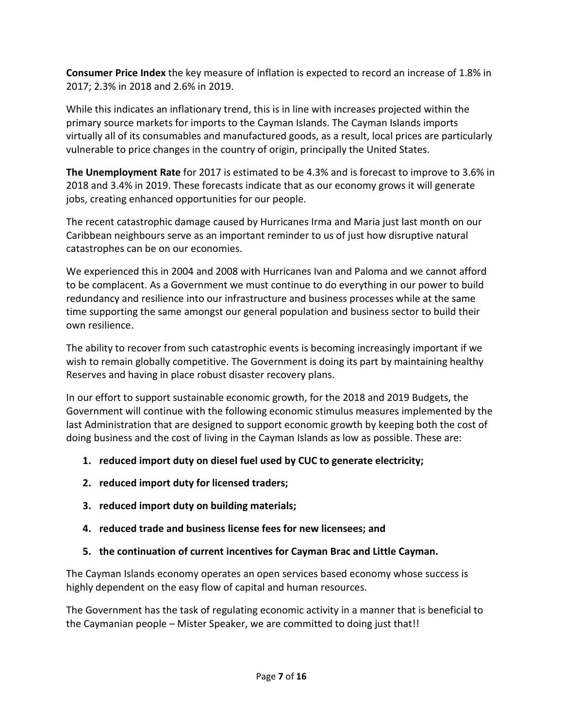**Consumer Price Index** the key measure of inflation is expected to record an increase of 1.8% in 2017; 2.3% in 2018 and 2.6% in 2019.

While this indicates an inflationary trend, this is in line with increases projected within the primary source markets for imports to the Cayman Islands. The Cayman Islands imports virtually all of its consumables and manufactured goods, as a result, local prices are particularly vulnerable to price changes in the country of origin, principally the United States.

**The Unemployment Rate** for 2017 is estimated to be 4.3% and is forecast to improve to 3.6% in 2018 and 3.4% in 2019. These forecasts indicate that as our economy grows it will generate jobs, creating enhanced opportunities for our people.

The recent catastrophic damage caused by Hurricanes Irma and Maria just last month on our Caribbean neighbours serve as an important reminder to us of just how disruptive natural catastrophes can be on our economies.

We experienced this in 2004 and 2008 with Hurricanes Ivan and Paloma and we cannot afford to be complacent. As a Government we must continue to do everything in our power to build redundancy and resilience into our infrastructure and business processes while at the same time supporting the same amongst our general population and business sector to build their own resilience.

The ability to recover from such catastrophic events is becoming increasingly important if we wish to remain globally competitive. The Government is doing its part by maintaining healthy Reserves and having in place robust disaster recovery plans.

In our effort to support sustainable economic growth, for the 2018 and 2019 Budgets, the Government will continue with the following economic stimulus measures implemented by the last Administration that are designed to support economic growth by keeping both the cost of doing business and the cost of living in the Cayman Islands as low as possible. These are:

1. **reduced import duty on diesel fuel used by CUC to generate electricity;**
2. **reduced import duty for licensed traders;**
3. **reduced import duty on building materials;**
4. **reduced trade and business license fees for new licensees; and**
5. **the continuation of current incentives for Cayman Brac and Little Cayman.**

The Cayman Islands economy operates an open services based economy whose success is highly dependent on the easy flow of capital and human resources.

The Government has the task of regulating economic activity in a manner that is beneficial to the Caymanian people – Mister Speaker, we are committed to doing just that!!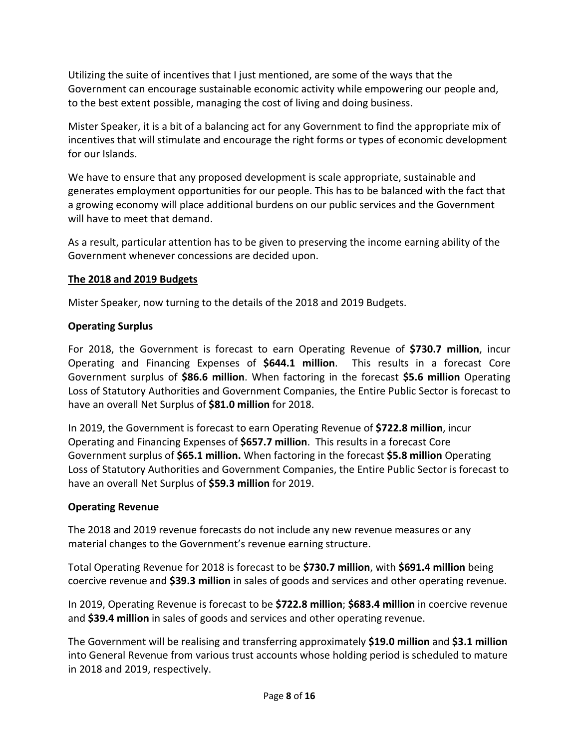Utilizing the suite of incentives that I just mentioned, are some of the ways that the Government can encourage sustainable economic activity while empowering our people and, to the best extent possible, managing the cost of living and doing business.

Mister Speaker, it is a bit of a balancing act for any Government to find the appropriate mix of incentives that will stimulate and encourage the right forms or types of economic development for our Islands.

We have to ensure that any proposed development is scale appropriate, sustainable and generates employment opportunities for our people. This has to be balanced with the fact that a growing economy will place additional burdens on our public services and the Government will have to meet that demand.

As a result, particular attention has to be given to preserving the income earning ability of the Government whenever concessions are decided upon.

## <u>**The 2018 and 2019 Budgets**</u>

Mister Speaker, now turning to the details of the 2018 and 2019 Budgets.

### **Operating Surplus**

For 2018, the Government is forecast to earn Operating Revenue of **$730.7 million**, incur Operating and Financing Expenses of **$644.1 million**. This results in a forecast Core Government surplus of **$86.6 million**. When factoring in the forecast **$5.6 million** Operating Loss of Statutory Authorities and Government Companies, the Entire Public Sector is forecast to have an overall Net Surplus of **$81.0 million** for 2018.

In 2019, the Government is forecast to earn Operating Revenue of **$722.8 million**, incur Operating and Financing Expenses of **$657.7 million**. This results in a forecast Core Government surplus of **$65.1 million.** When factoring in the forecast **$5.8 million** Operating Loss of Statutory Authorities and Government Companies, the Entire Public Sector is forecast to have an overall Net Surplus of **$59.3 million** for 2019.

### **Operating Revenue**

The 2018 and 2019 revenue forecasts do not include any new revenue measures or any material changes to the Government's revenue earning structure.

Total Operating Revenue for 2018 is forecast to be **$730.7 million**, with **$691.4 million** being coercive revenue and **$39.3 million** in sales of goods and services and other operating revenue.

In 2019, Operating Revenue is forecast to be **$722.8 million**; **$683.4 million** in coercive revenue and **$39.4 million** in sales of goods and services and other operating revenue.

The Government will be realising and transferring approximately **$19.0 million** and **$3.1 million** into General Revenue from various trust accounts whose holding period is scheduled to mature in 2018 and 2019, respectively.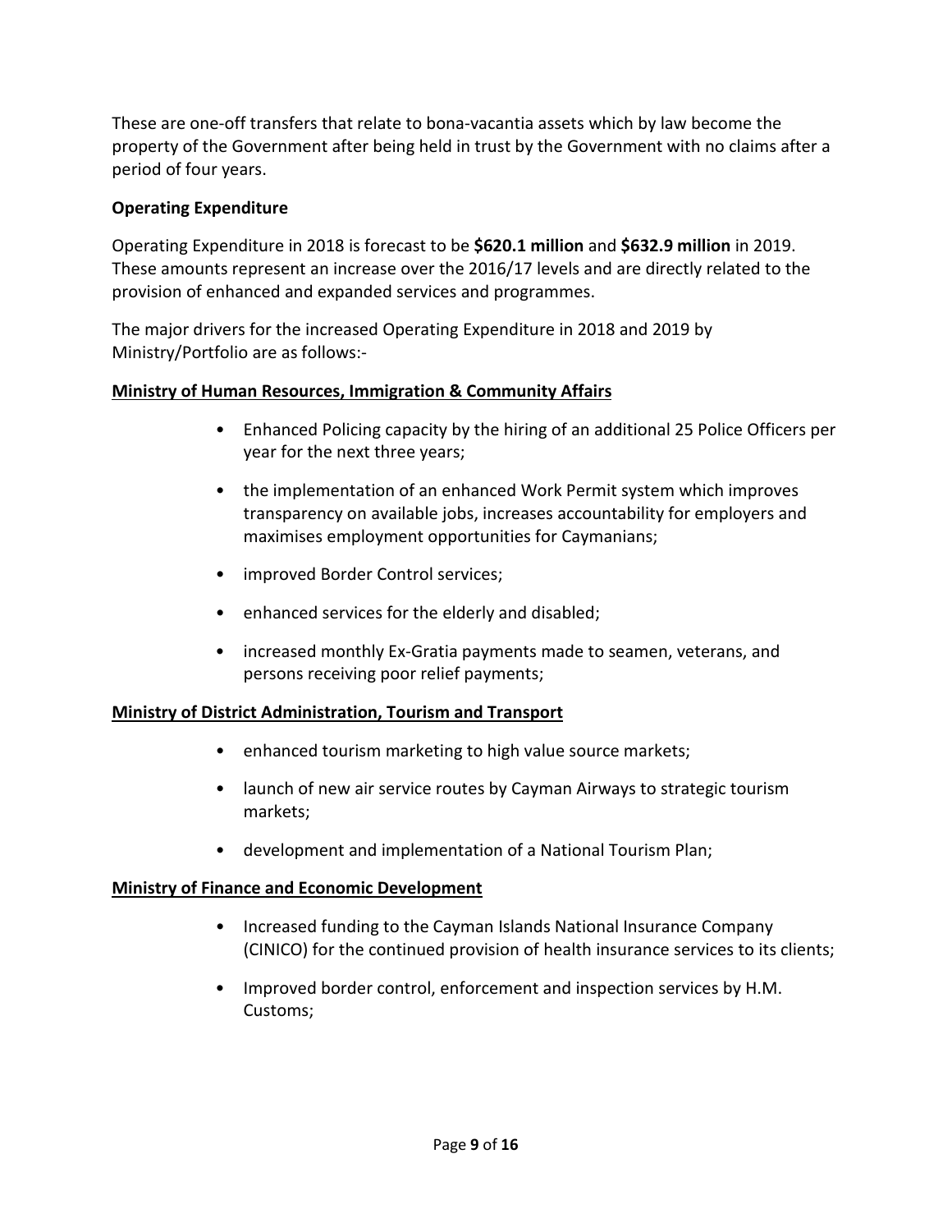These are one-off transfers that relate to bona-vacantia assets which by law become the property of the Government after being held in trust by the Government with no claims after a period of four years.

**Operating Expenditure**

Operating Expenditure in 2018 is forecast to be **$620.1 million** and **$632.9 million** in 2019. These amounts represent an increase over the 2016/17 levels and are directly related to the provision of enhanced and expanded services and programmes.

The major drivers for the increased Operating Expenditure in 2018 and 2019 by Ministry/Portfolio are as follows:-

**Ministry of Human Resources, Immigration & Community Affairs**

- Enhanced Policing capacity by the hiring of an additional 25 Police Officers per year for the next three years;
- the implementation of an enhanced Work Permit system which improves transparency on available jobs, increases accountability for employers and maximises employment opportunities for Caymanians;
- improved Border Control services;
- enhanced services for the elderly and disabled;
- increased monthly Ex-Gratia payments made to seamen, veterans, and persons receiving poor relief payments;

**Ministry of District Administration, Tourism and Transport**

- enhanced tourism marketing to high value source markets;
- launch of new air service routes by Cayman Airways to strategic tourism markets;
- development and implementation of a National Tourism Plan;

**Ministry of Finance and Economic Development**

- Increased funding to the Cayman Islands National Insurance Company (CINICO) for the continued provision of health insurance services to its clients;
- Improved border control, enforcement and inspection services by H.M. Customs;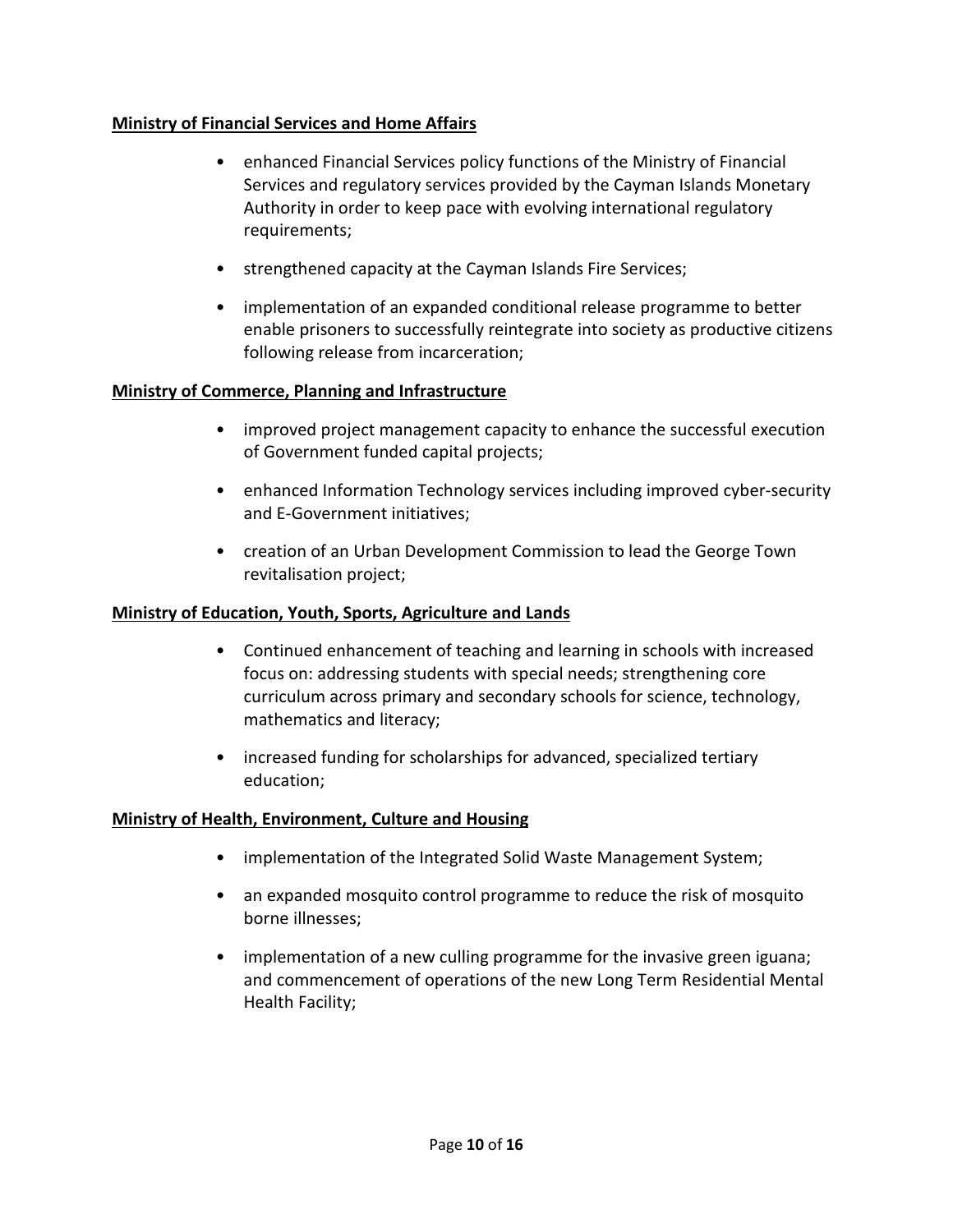**Ministry of Financial Services and Home Affairs**

- enhanced Financial Services policy functions of the Ministry of Financial Services and regulatory services provided by the Cayman Islands Monetary Authority in order to keep pace with evolving international regulatory requirements;
- strengthened capacity at the Cayman Islands Fire Services;
- implementation of an expanded conditional release programme to better enable prisoners to successfully reintegrate into society as productive citizens following release from incarceration;

**Ministry of Commerce, Planning and Infrastructure**

- improved project management capacity to enhance the successful execution of Government funded capital projects;
- enhanced Information Technology services including improved cyber-security and E-Government initiatives;
- creation of an Urban Development Commission to lead the George Town revitalisation project;

**Ministry of Education, Youth, Sports, Agriculture and Lands**

- Continued enhancement of teaching and learning in schools with increased focus on: addressing students with special needs; strengthening core curriculum across primary and secondary schools for science, technology, mathematics and literacy;
- increased funding for scholarships for advanced, specialized tertiary education;

**Ministry of Health, Environment, Culture and Housing**

- implementation of the Integrated Solid Waste Management System;
- an expanded mosquito control programme to reduce the risk of mosquito borne illnesses;
- implementation of a new culling programme for the invasive green iguana; and commencement of operations of the new Long Term Residential Mental Health Facility;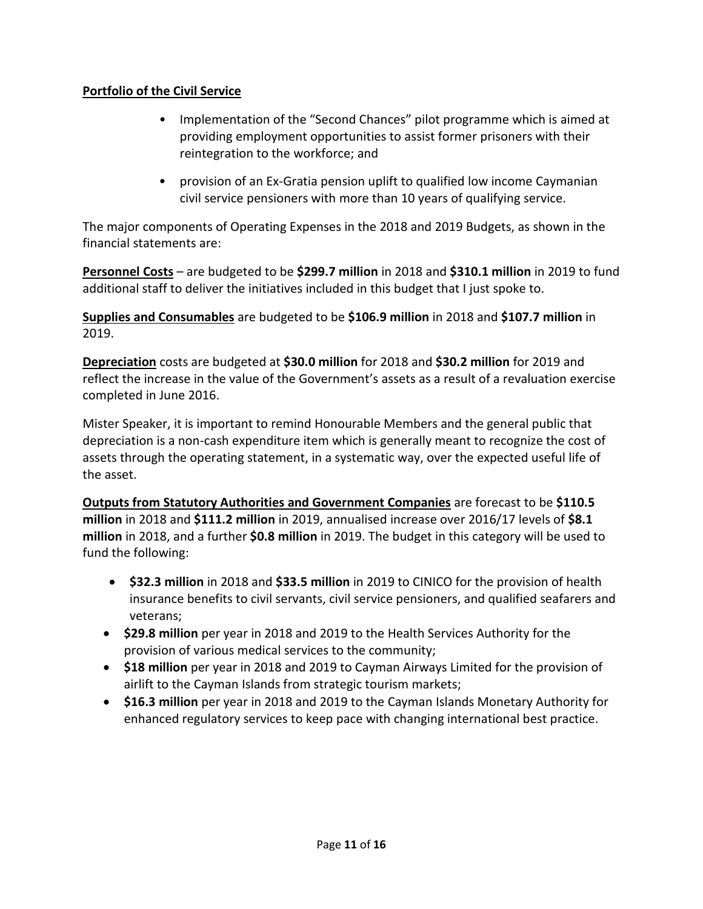**<u>Portfolio of the Civil Service</u>**

- Implementation of the "Second Chances" pilot programme which is aimed at providing employment opportunities to assist former prisoners with their reintegration to the workforce; and
- provision of an Ex-Gratia pension uplift to qualified low income Caymanian civil service pensioners with more than 10 years of qualifying service.

The major components of Operating Expenses in the 2018 and 2019 Budgets, as shown in the financial statements are:

**<u>Personnel Costs</u>** – are budgeted to be **$299.7 million** in 2018 and **$310.1 million** in 2019 to fund additional staff to deliver the initiatives included in this budget that I just spoke to.

**<u>Supplies and Consumables</u>** are budgeted to be **$106.9 million** in 2018 and **$107.7 million** in 2019.

**<u>Depreciation</u>** costs are budgeted at **$30.0 million** for 2018 and **$30.2 million** for 2019 and reflect the increase in the value of the Government's assets as a result of a revaluation exercise completed in June 2016.

Mister Speaker, it is important to remind Honourable Members and the general public that depreciation is a non-cash expenditure item which is generally meant to recognize the cost of assets through the operating statement, in a systematic way, over the expected useful life of the asset.

**<u>Outputs from Statutory Authorities and Government Companies</u>** are forecast to be **$110.5 million** in 2018 and **$111.2 million** in 2019, annualised increase over 2016/17 levels of **$8.1 million** in 2018, and a further **$0.8 million** in 2019. The budget in this category will be used to fund the following:

- **$32.3 million** in 2018 and **$33.5 million** in 2019 to CINICO for the provision of health insurance benefits to civil servants, civil service pensioners, and qualified seafarers and veterans;
- **$29.8 million** per year in 2018 and 2019 to the Health Services Authority for the provision of various medical services to the community;
- **$18 million** per year in 2018 and 2019 to Cayman Airways Limited for the provision of airlift to the Cayman Islands from strategic tourism markets;
- **$16.3 million** per year in 2018 and 2019 to the Cayman Islands Monetary Authority for enhanced regulatory services to keep pace with changing international best practice.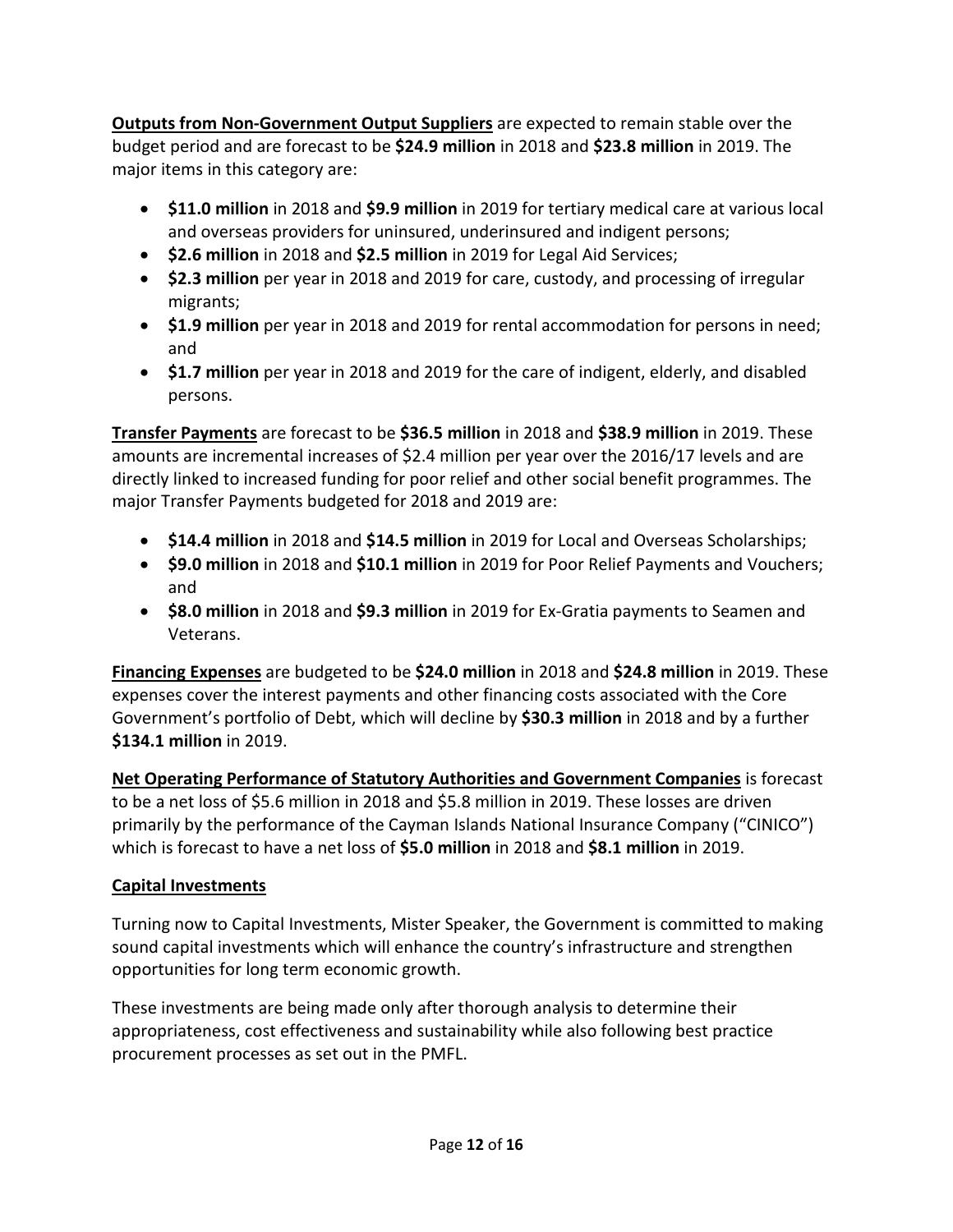**<u>Outputs from Non-Government Output Suppliers</u>** are expected to remain stable over the budget period and are forecast to be **$24.9 million** in 2018 and **$23.8 million** in 2019. The major items in this category are:

- **$11.0 million** in 2018 and **$9.9 million** in 2019 for tertiary medical care at various local and overseas providers for uninsured, underinsured and indigent persons;
- **$2.6 million** in 2018 and **$2.5 million** in 2019 for Legal Aid Services;
- **$2.3 million** per year in 2018 and 2019 for care, custody, and processing of irregular migrants;
- **$1.9 million** per year in 2018 and 2019 for rental accommodation for persons in need; and
- **$1.7 million** per year in 2018 and 2019 for the care of indigent, elderly, and disabled persons.

**<u>Transfer Payments</u>** are forecast to be **$36.5 million** in 2018 and **$38.9 million** in 2019. These amounts are incremental increases of $2.4 million per year over the 2016/17 levels and are directly linked to increased funding for poor relief and other social benefit programmes. The major Transfer Payments budgeted for 2018 and 2019 are:

- **$14.4 million** in 2018 and **$14.5 million** in 2019 for Local and Overseas Scholarships;
- **$9.0 million** in 2018 and **$10.1 million** in 2019 for Poor Relief Payments and Vouchers; and
- **$8.0 million** in 2018 and **$9.3 million** in 2019 for Ex-Gratia payments to Seamen and Veterans.

**<u>Financing Expenses</u>** are budgeted to be **$24.0 million** in 2018 and **$24.8 million** in 2019. These expenses cover the interest payments and other financing costs associated with the Core Government's portfolio of Debt, which will decline by **$30.3 million** in 2018 and by a further **$134.1 million** in 2019.

**<u>Net Operating Performance of Statutory Authorities and Government Companies</u>** is forecast to be a net loss of $5.6 million in 2018 and $5.8 million in 2019. These losses are driven primarily by the performance of the Cayman Islands National Insurance Company ("CINICO") which is forecast to have a net loss of **$5.0 million** in 2018 and **$8.1 million** in 2019.

## <u>Capital Investments</u>

Turning now to Capital Investments, Mister Speaker, the Government is committed to making sound capital investments which will enhance the country's infrastructure and strengthen opportunities for long term economic growth.

These investments are being made only after thorough analysis to determine their appropriateness, cost effectiveness and sustainability while also following best practice procurement processes as set out in the PMFL.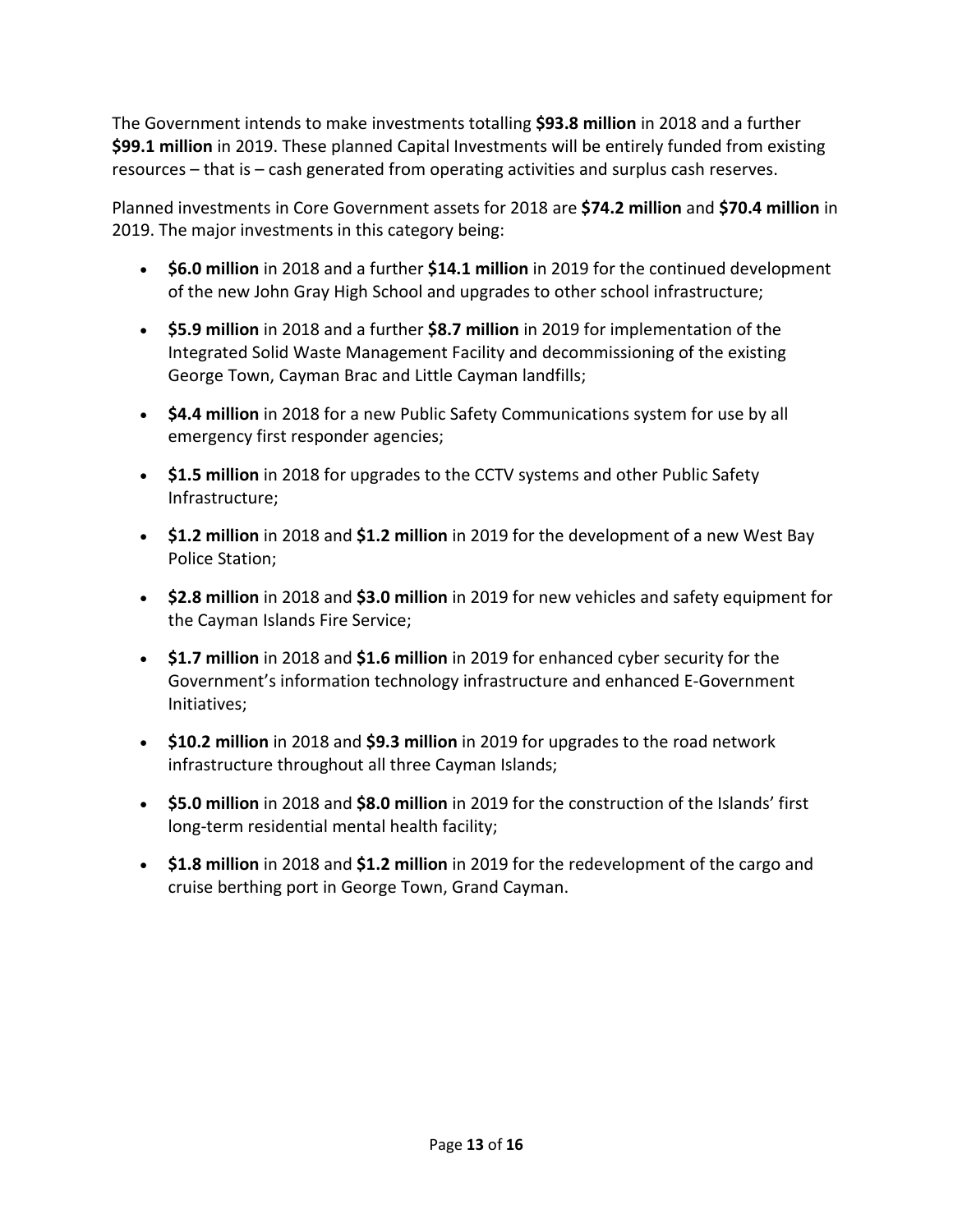The Government intends to make investments totalling **$93.8 million** in 2018 and a further **$99.1 million** in 2019. These planned Capital Investments will be entirely funded from existing resources – that is – cash generated from operating activities and surplus cash reserves.

Planned investments in Core Government assets for 2018 are **$74.2 million** and **$70.4 million** in 2019. The major investments in this category being:

- **$6.0 million** in 2018 and a further **$14.1 million** in 2019 for the continued development of the new John Gray High School and upgrades to other school infrastructure;
- **$5.9 million** in 2018 and a further **$8.7 million** in 2019 for implementation of the Integrated Solid Waste Management Facility and decommissioning of the existing George Town, Cayman Brac and Little Cayman landfills;
- **$4.4 million** in 2018 for a new Public Safety Communications system for use by all emergency first responder agencies;
- **$1.5 million** in 2018 for upgrades to the CCTV systems and other Public Safety Infrastructure;
- **$1.2 million** in 2018 and **$1.2 million** in 2019 for the development of a new West Bay Police Station;
- **$2.8 million** in 2018 and **$3.0 million** in 2019 for new vehicles and safety equipment for the Cayman Islands Fire Service;
- **$1.7 million** in 2018 and **$1.6 million** in 2019 for enhanced cyber security for the Government's information technology infrastructure and enhanced E-Government Initiatives;
- **$10.2 million** in 2018 and **$9.3 million** in 2019 for upgrades to the road network infrastructure throughout all three Cayman Islands;
- **$5.0 million** in 2018 and **$8.0 million** in 2019 for the construction of the Islands' first long-term residential mental health facility;
- **$1.8 million** in 2018 and **$1.2 million** in 2019 for the redevelopment of the cargo and cruise berthing port in George Town, Grand Cayman.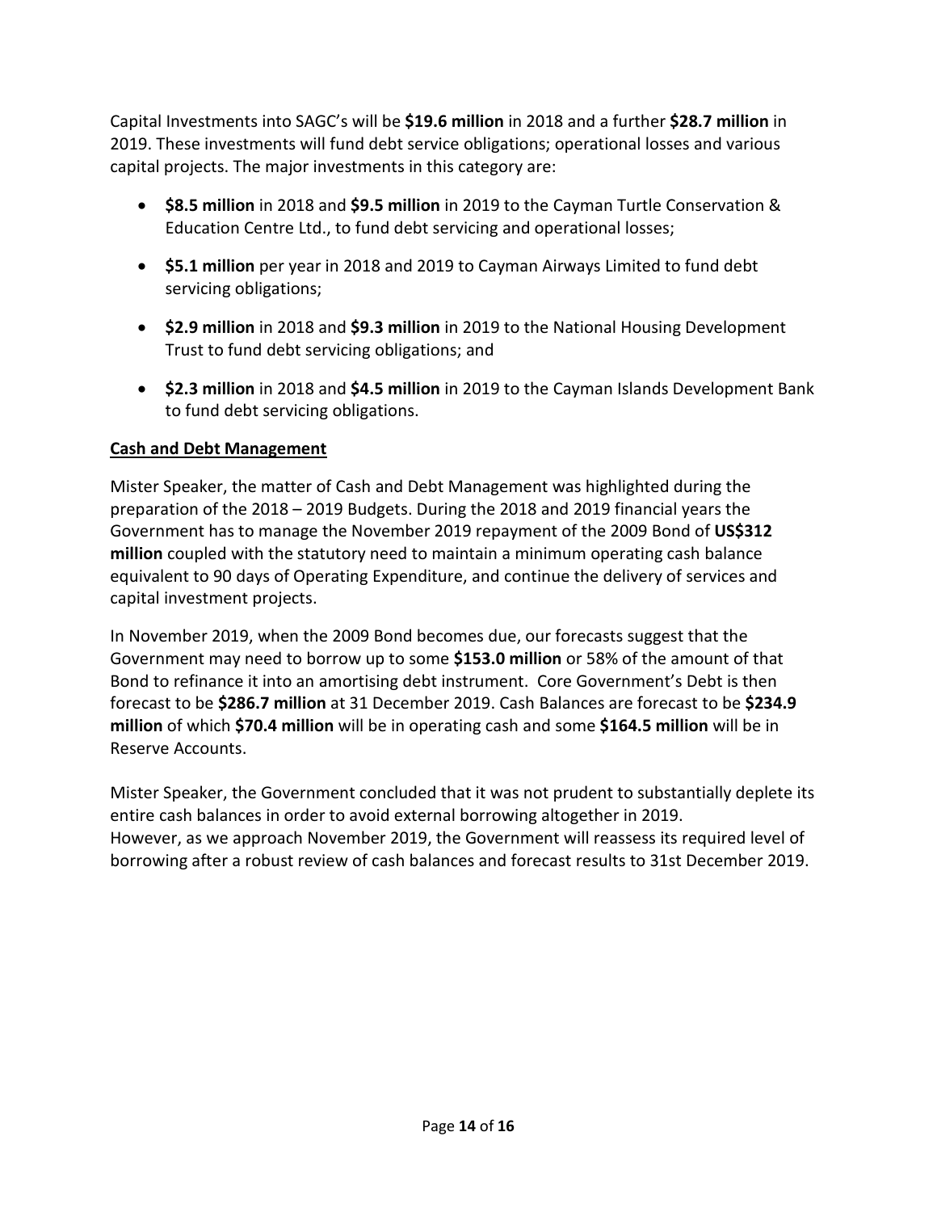Capital Investments into SAGC's will be **\$19.6 million** in 2018 and a further **\$28.7 million** in 2019. These investments will fund debt service obligations; operational losses and various capital projects. The major investments in this category are:

- **\$8.5 million** in 2018 and **\$9.5 million** in 2019 to the Cayman Turtle Conservation & Education Centre Ltd., to fund debt servicing and operational losses;
- **\$5.1 million** per year in 2018 and 2019 to Cayman Airways Limited to fund debt servicing obligations;
- **\$2.9 million** in 2018 and **\$9.3 million** in 2019 to the National Housing Development Trust to fund debt servicing obligations; and
- **\$2.3 million** in 2018 and **\$4.5 million** in 2019 to the Cayman Islands Development Bank to fund debt servicing obligations.

**Cash and Debt Management**

Mister Speaker, the matter of Cash and Debt Management was highlighted during the preparation of the 2018 – 2019 Budgets. During the 2018 and 2019 financial years the Government has to manage the November 2019 repayment of the 2009 Bond of **US\$312 million** coupled with the statutory need to maintain a minimum operating cash balance equivalent to 90 days of Operating Expenditure, and continue the delivery of services and capital investment projects.

In November 2019, when the 2009 Bond becomes due, our forecasts suggest that the Government may need to borrow up to some **\$153.0 million** or 58% of the amount of that Bond to refinance it into an amortising debt instrument. Core Government's Debt is then forecast to be **\$286.7 million** at 31 December 2019. Cash Balances are forecast to be **\$234.9 million** of which **\$70.4 million** will be in operating cash and some **\$164.5 million** will be in Reserve Accounts.

Mister Speaker, the Government concluded that it was not prudent to substantially deplete its entire cash balances in order to avoid external borrowing altogether in 2019.
However, as we approach November 2019, the Government will reassess its required level of borrowing after a robust review of cash balances and forecast results to 31st December 2019.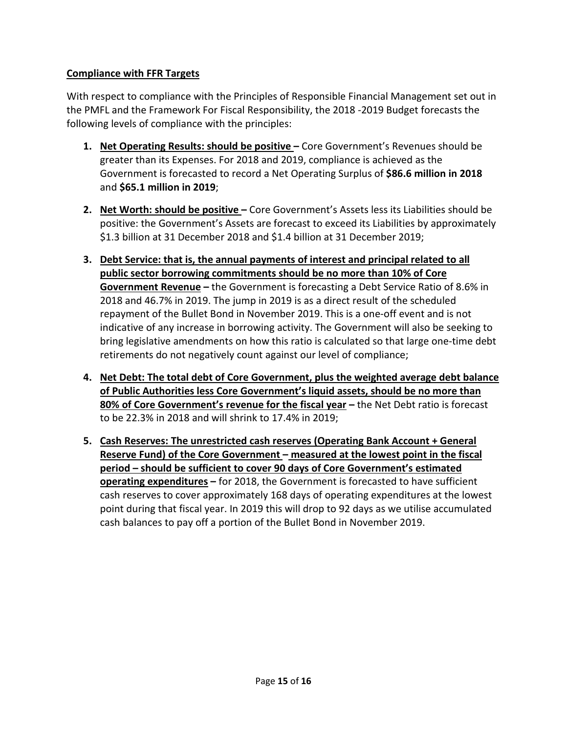**<u>Compliance with FFR Targets</u>**

With respect to compliance with the Principles of Responsible Financial Management set out in the PMFL and the Framework For Fiscal Responsibility, the 2018 -2019 Budget forecasts the following levels of compliance with the principles:

1. **<u>Net Operating Results: should be positive</u> –** Core Government's Revenues should be greater than its Expenses. For 2018 and 2019, compliance is achieved as the Government is forecasted to record a Net Operating Surplus of **$86.6 million in 2018** and **$65.1 million in 2019**;

2. **<u>Net Worth: should be positive</u> –** Core Government's Assets less its Liabilities should be positive: the Government's Assets are forecast to exceed its Liabilities by approximately $1.3 billion at 31 December 2018 and $1.4 billion at 31 December 2019;

3. **<u>Debt Service: that is, the annual payments of interest and principal related to all public sector borrowing commitments should be no more than 10% of Core Government Revenue</u> –** the Government is forecasting a Debt Service Ratio of 8.6% in 2018 and 46.7% in 2019. The jump in 2019 is as a direct result of the scheduled repayment of the Bullet Bond in November 2019. This is a one-off event and is not indicative of any increase in borrowing activity. The Government will also be seeking to bring legislative amendments on how this ratio is calculated so that large one-time debt retirements do not negatively count against our level of compliance;

4. **<u>Net Debt: The total debt of Core Government, plus the weighted average debt balance of Public Authorities less Core Government's liquid assets, should be no more than 80% of Core Government's revenue for the fiscal year</u> –** the Net Debt ratio is forecast to be 22.3% in 2018 and will shrink to 17.4% in 2019;

5. **<u>Cash Reserves: The unrestricted cash reserves (Operating Bank Account + General Reserve Fund) of the Core Government – measured at the lowest point in the fiscal period – should be sufficient to cover 90 days of Core Government's estimated operating expenditures</u> –** for 2018, the Government is forecasted to have sufficient cash reserves to cover approximately 168 days of operating expenditures at the lowest point during that fiscal year. In 2019 this will drop to 92 days as we utilise accumulated cash balances to pay off a portion of the Bullet Bond in November 2019.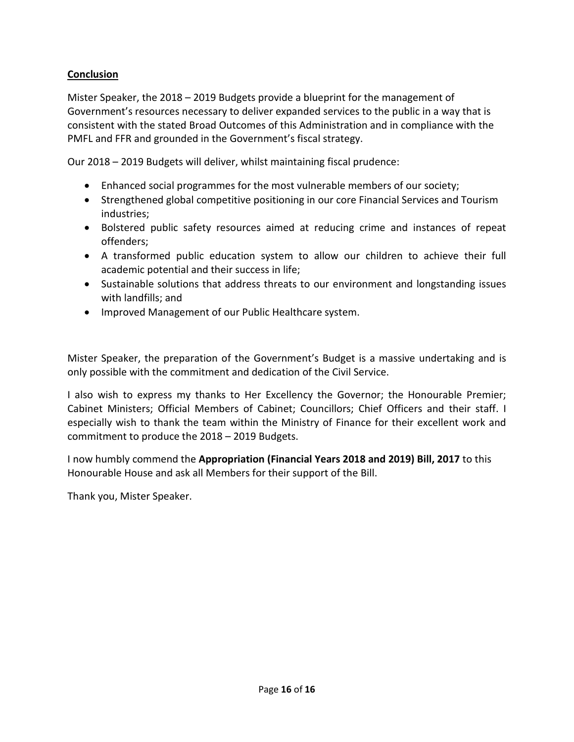**Conclusion**

Mister Speaker, the 2018 – 2019 Budgets provide a blueprint for the management of Government's resources necessary to deliver expanded services to the public in a way that is consistent with the stated Broad Outcomes of this Administration and in compliance with the PMFL and FFR and grounded in the Government's fiscal strategy.

Our 2018 – 2019 Budgets will deliver, whilst maintaining fiscal prudence:

- Enhanced social programmes for the most vulnerable members of our society;
- Strengthened global competitive positioning in our core Financial Services and Tourism industries;
- Bolstered public safety resources aimed at reducing crime and instances of repeat offenders;
- A transformed public education system to allow our children to achieve their full academic potential and their success in life;
- Sustainable solutions that address threats to our environment and longstanding issues with landfills; and
- Improved Management of our Public Healthcare system.

Mister Speaker, the preparation of the Government's Budget is a massive undertaking and is only possible with the commitment and dedication of the Civil Service.

I also wish to express my thanks to Her Excellency the Governor; the Honourable Premier; Cabinet Ministers; Official Members of Cabinet; Councillors; Chief Officers and their staff. I especially wish to thank the team within the Ministry of Finance for their excellent work and commitment to produce the 2018 – 2019 Budgets.

I now humbly commend the **Appropriation (Financial Years 2018 and 2019) Bill, 2017** to this Honourable House and ask all Members for their support of the Bill.

Thank you, Mister Speaker.